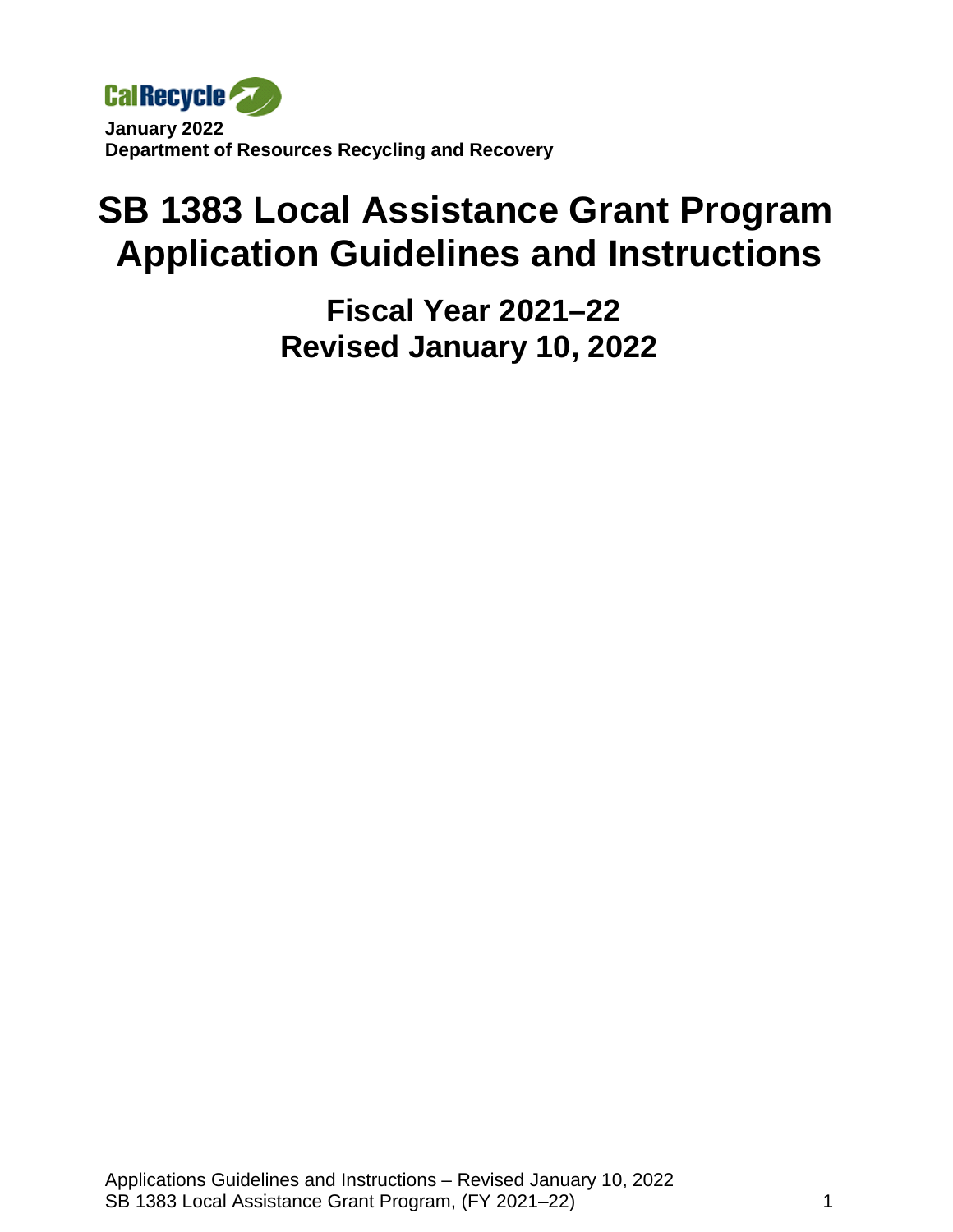CalRecycle

**January 2022**
**Department of Resources Recycling and Recovery**

# SB 1383 Local Assistance Grant Program Application Guidelines and Instructions

## Fiscal Year 2021–22 Revised January 10, 2022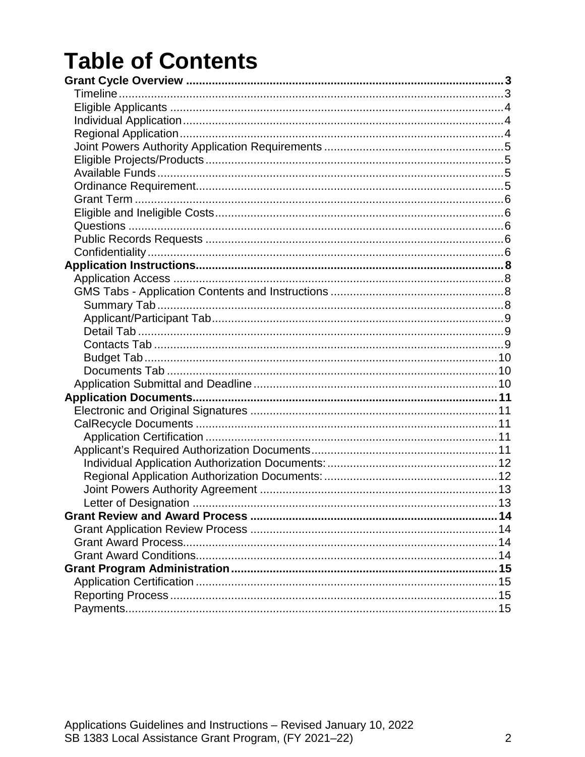# Table of Contents

**Grant Cycle Overview** ..... **3**

- Timeline ..... 3
- Eligible Applicants ..... 4
- Individual Application ..... 4
- Regional Application ..... 4
- Joint Powers Authority Application Requirements ..... 5
- Eligible Projects/Products ..... 5
- Available Funds ..... 5
- Ordinance Requirement ..... 5
- Grant Term ..... 6
- Eligible and Ineligible Costs ..... 6
- Questions ..... 6
- Public Records Requests ..... 6
- Confidentiality ..... 6

**Application Instructions** ..... **8**

- Application Access ..... 8
- GMS Tabs - Application Contents and Instructions ..... 8
  - Summary Tab ..... 8
  - Applicant/Participant Tab ..... 9
  - Detail Tab ..... 9
  - Contacts Tab ..... 9
  - Budget Tab ..... 10
  - Documents Tab ..... 10
- Application Submittal and Deadline ..... 10

**Application Documents** ..... **11**

- Electronic and Original Signatures ..... 11
- CalRecycle Documents ..... 11
  - Application Certification ..... 11
- Applicant’s Required Authorization Documents ..... 11
  - Individual Application Authorization Documents: ..... 12
  - Regional Application Authorization Documents: ..... 12
  - Joint Powers Authority Agreement ..... 13
  - Letter of Designation ..... 13

**Grant Review and Award Process** ..... **14**

- Grant Application Review Process ..... 14
- Grant Award Process ..... 14
- Grant Award Conditions ..... 14

**Grant Program Administration** ..... **15**

- Application Certification ..... 15
- Reporting Process ..... 15
- Payments ..... 15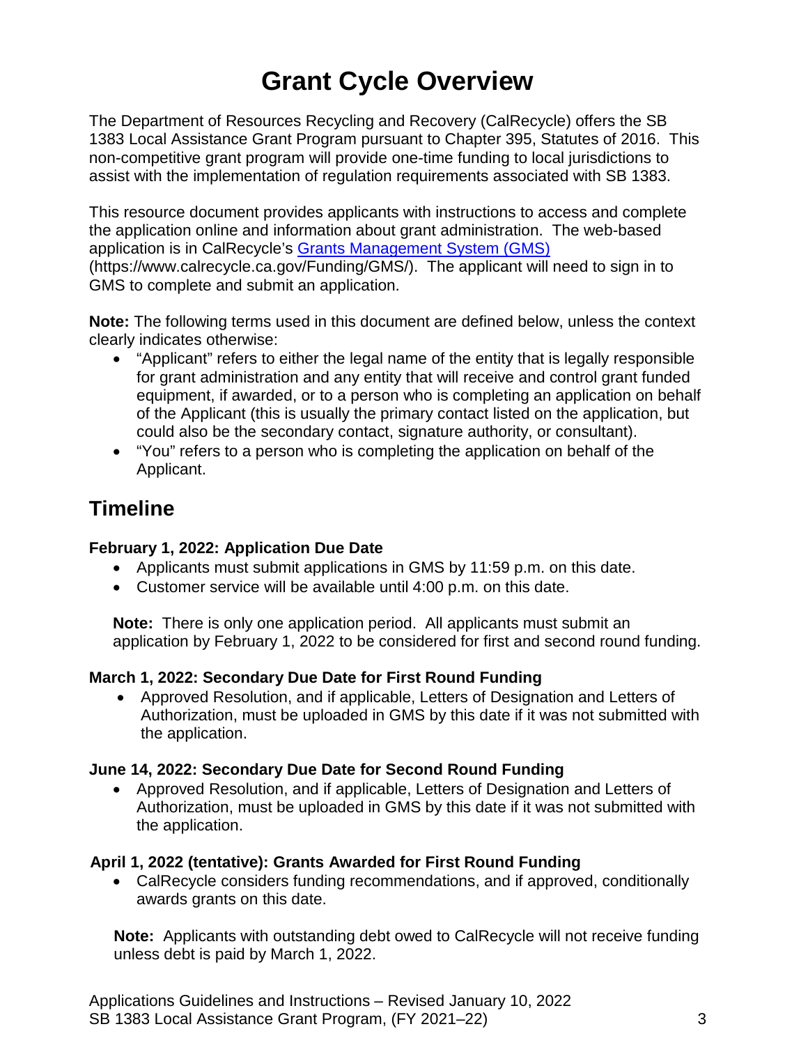# Grant Cycle Overview

The Department of Resources Recycling and Recovery (CalRecycle) offers the SB 1383 Local Assistance Grant Program pursuant to Chapter 395, Statutes of 2016. This non-competitive grant program will provide one-time funding to local jurisdictions to assist with the implementation of regulation requirements associated with SB 1383.

This resource document provides applicants with instructions to access and complete the application online and information about grant administration. The web-based application is in CalRecycle's [Grants Management System (GMS)](https://www.calrecycle.ca.gov/Funding/GMS/) (https://www.calrecycle.ca.gov/Funding/GMS/). The applicant will need to sign in to GMS to complete and submit an application.

**Note:** The following terms used in this document are defined below, unless the context clearly indicates otherwise:

- "Applicant" refers to either the legal name of the entity that is legally responsible for grant administration and any entity that will receive and control grant funded equipment, if awarded, or to a person who is completing an application on behalf of the Applicant (this is usually the primary contact listed on the application, but could also be the secondary contact, signature authority, or consultant).
- "You" refers to a person who is completing the application on behalf of the Applicant.

## Timeline

**February 1, 2022: Application Due Date**

- Applicants must submit applications in GMS by 11:59 p.m. on this date.
- Customer service will be available until 4:00 p.m. on this date.

**Note:** There is only one application period. All applicants must submit an application by February 1, 2022 to be considered for first and second round funding.

**March 1, 2022: Secondary Due Date for First Round Funding**

- Approved Resolution, and if applicable, Letters of Designation and Letters of Authorization, must be uploaded in GMS by this date if it was not submitted with the application.

**June 14, 2022: Secondary Due Date for Second Round Funding**

- Approved Resolution, and if applicable, Letters of Designation and Letters of Authorization, must be uploaded in GMS by this date if it was not submitted with the application.

**April 1, 2022 (tentative): Grants Awarded for First Round Funding**

- CalRecycle considers funding recommendations, and if approved, conditionally awards grants on this date.

**Note:** Applicants with outstanding debt owed to CalRecycle will not receive funding unless debt is paid by March 1, 2022.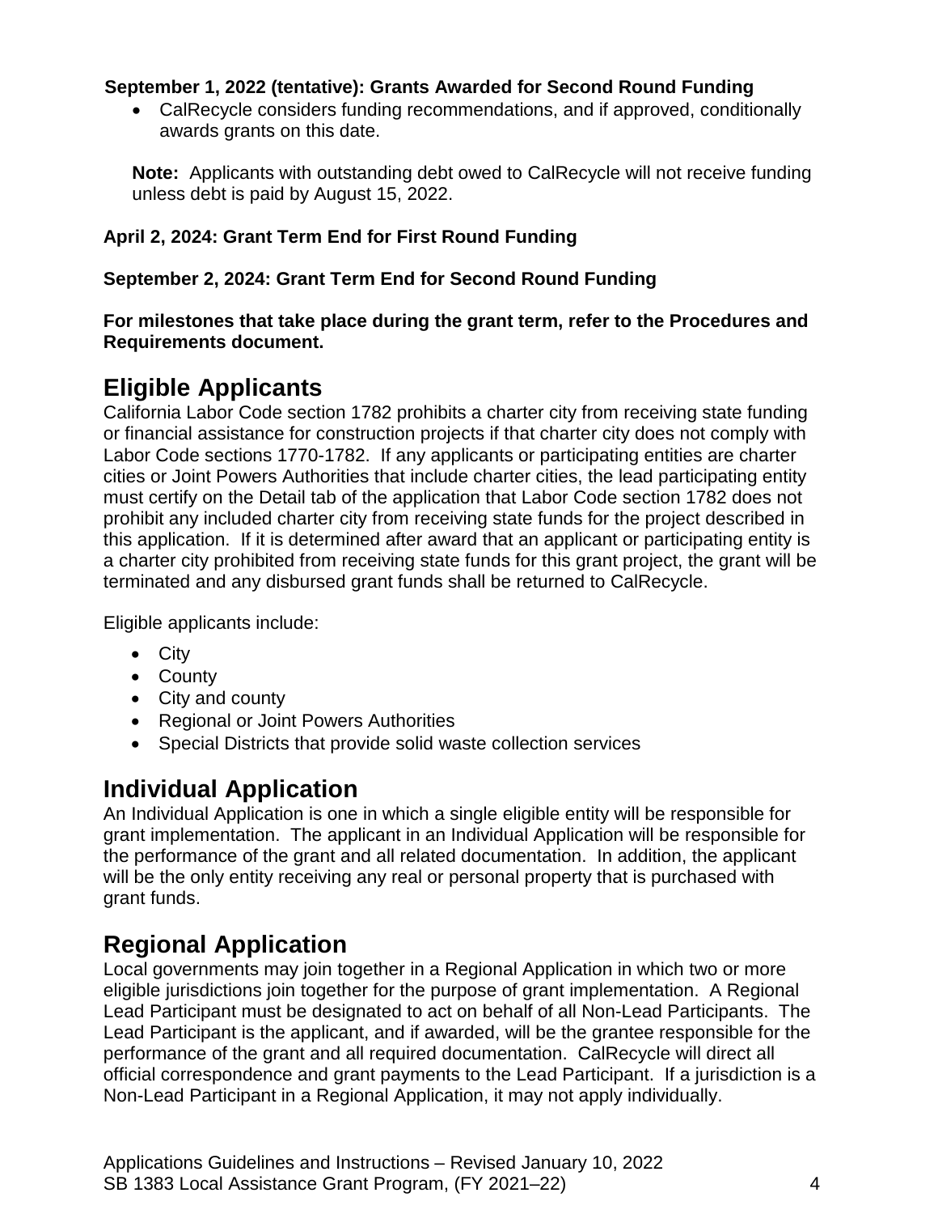**September 1, 2022 (tentative): Grants Awarded for Second Round Funding**

- CalRecycle considers funding recommendations, and if approved, conditionally awards grants on this date.

**Note:** Applicants with outstanding debt owed to CalRecycle will not receive funding unless debt is paid by August 15, 2022.

**April 2, 2024: Grant Term End for First Round Funding**

**September 2, 2024: Grant Term End for Second Round Funding**

**For milestones that take place during the grant term, refer to the Procedures and Requirements document.**

## Eligible Applicants

California Labor Code section 1782 prohibits a charter city from receiving state funding or financial assistance for construction projects if that charter city does not comply with Labor Code sections 1770-1782. If any applicants or participating entities are charter cities or Joint Powers Authorities that include charter cities, the lead participating entity must certify on the Detail tab of the application that Labor Code section 1782 does not prohibit any included charter city from receiving state funds for the project described in this application. If it is determined after award that an applicant or participating entity is a charter city prohibited from receiving state funds for this grant project, the grant will be terminated and any disbursed grant funds shall be returned to CalRecycle.

Eligible applicants include:

- City
- County
- City and county
- Regional or Joint Powers Authorities
- Special Districts that provide solid waste collection services

## Individual Application

An Individual Application is one in which a single eligible entity will be responsible for grant implementation. The applicant in an Individual Application will be responsible for the performance of the grant and all related documentation. In addition, the applicant will be the only entity receiving any real or personal property that is purchased with grant funds.

## Regional Application

Local governments may join together in a Regional Application in which two or more eligible jurisdictions join together for the purpose of grant implementation. A Regional Lead Participant must be designated to act on behalf of all Non-Lead Participants. The Lead Participant is the applicant, and if awarded, will be the grantee responsible for the performance of the grant and all required documentation. CalRecycle will direct all official correspondence and grant payments to the Lead Participant. If a jurisdiction is a Non-Lead Participant in a Regional Application, it may not apply individually.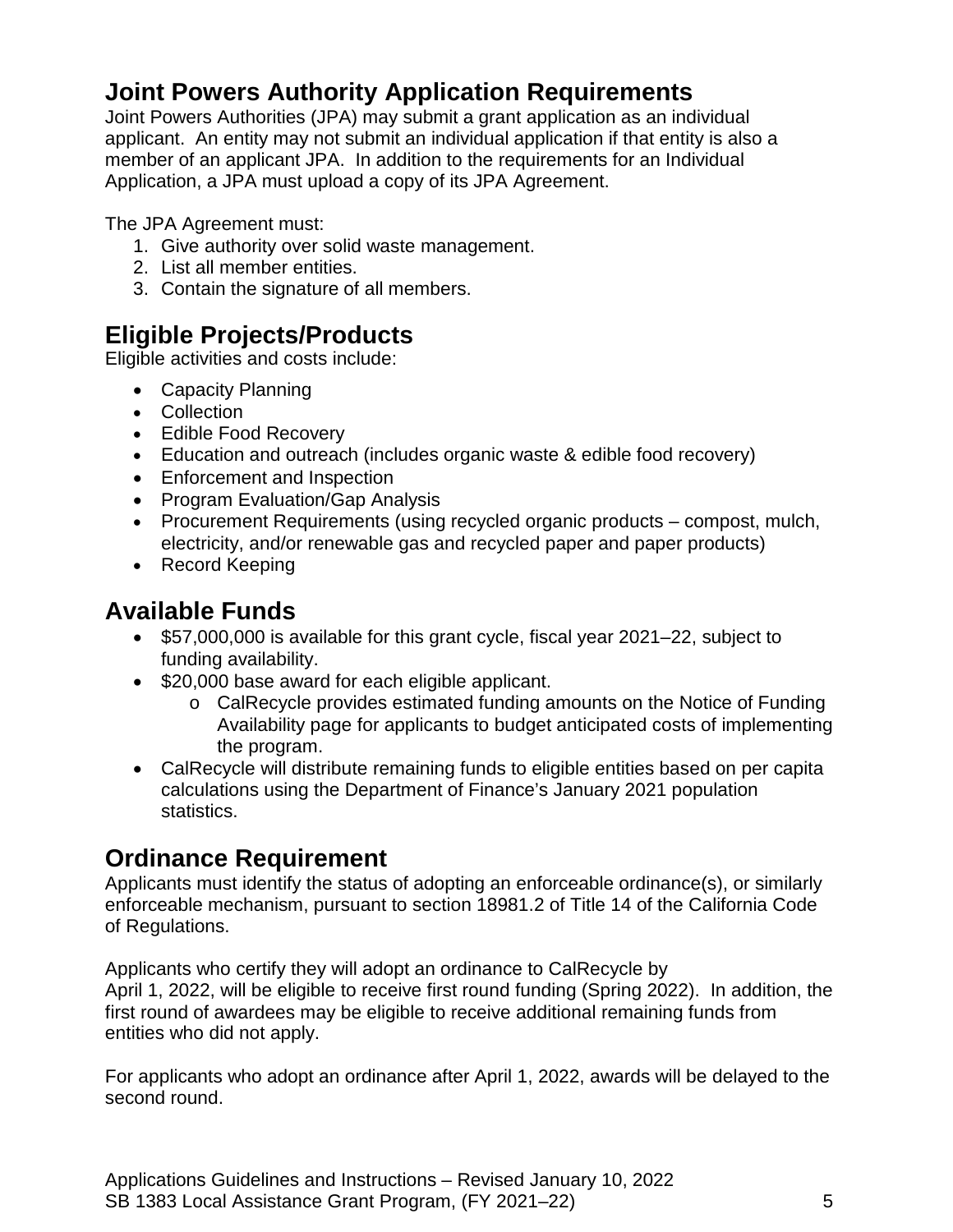## Joint Powers Authority Application Requirements

Joint Powers Authorities (JPA) may submit a grant application as an individual applicant. An entity may not submit an individual application if that entity is also a member of an applicant JPA. In addition to the requirements for an Individual Application, a JPA must upload a copy of its JPA Agreement.

The JPA Agreement must:

1. Give authority over solid waste management.
2. List all member entities.
3. Contain the signature of all members.

## Eligible Projects/Products

Eligible activities and costs include:

- Capacity Planning
- Collection
- Edible Food Recovery
- Education and outreach (includes organic waste & edible food recovery)
- Enforcement and Inspection
- Program Evaluation/Gap Analysis
- Procurement Requirements (using recycled organic products – compost, mulch, electricity, and/or renewable gas and recycled paper and paper products)
- Record Keeping

## Available Funds

- $57,000,000 is available for this grant cycle, fiscal year 2021–22, subject to funding availability.
- $20,000 base award for each eligible applicant.
  - CalRecycle provides estimated funding amounts on the Notice of Funding Availability page for applicants to budget anticipated costs of implementing the program.
- CalRecycle will distribute remaining funds to eligible entities based on per capita calculations using the Department of Finance's January 2021 population statistics.

## Ordinance Requirement

Applicants must identify the status of adopting an enforceable ordinance(s), or similarly enforceable mechanism, pursuant to section 18981.2 of Title 14 of the California Code of Regulations.

Applicants who certify they will adopt an ordinance to CalRecycle by April 1, 2022, will be eligible to receive first round funding (Spring 2022). In addition, the first round of awardees may be eligible to receive additional remaining funds from entities who did not apply.

For applicants who adopt an ordinance after April 1, 2022, awards will be delayed to the second round.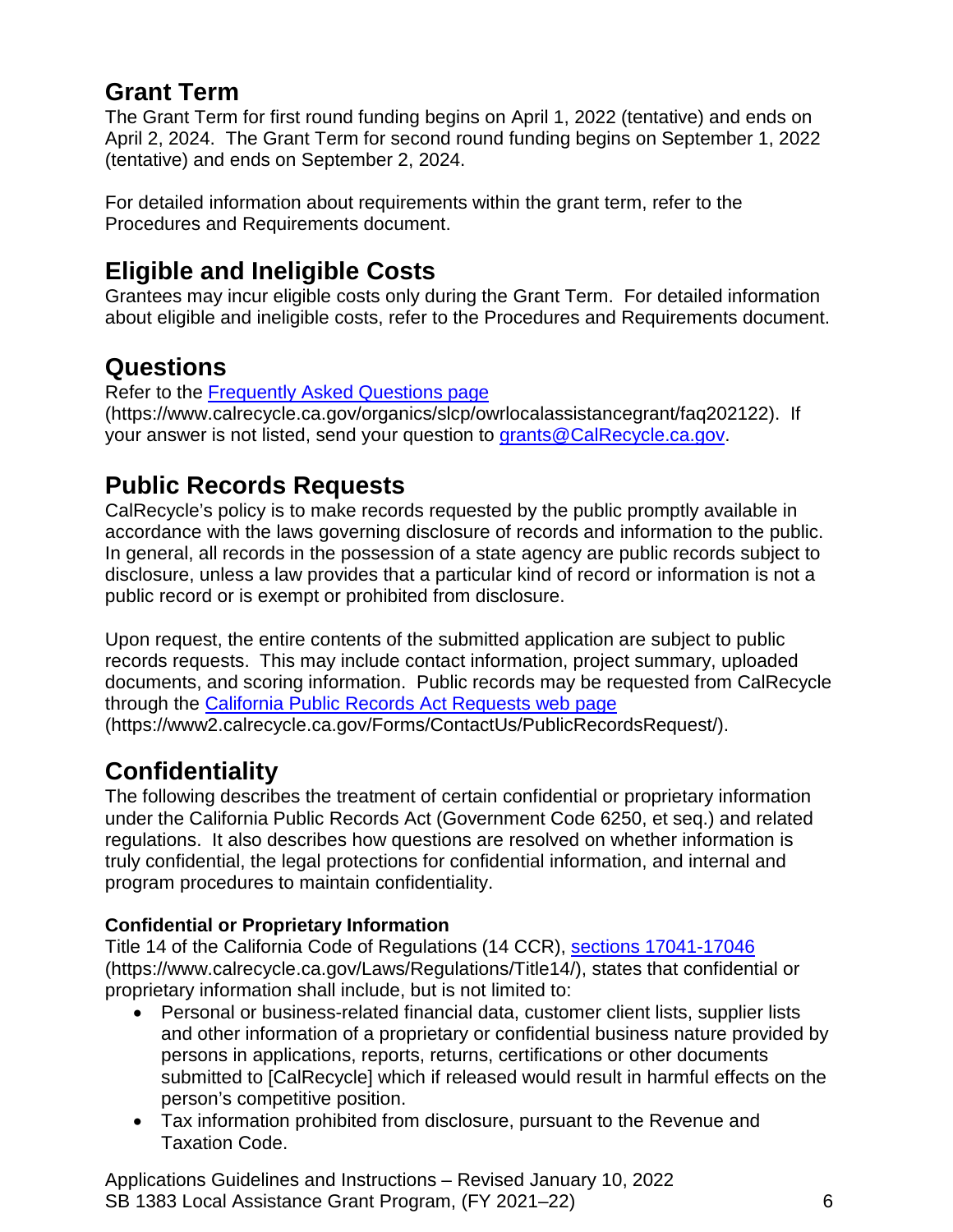## Grant Term

The Grant Term for first round funding begins on April 1, 2022 (tentative) and ends on April 2, 2024. The Grant Term for second round funding begins on September 1, 2022 (tentative) and ends on September 2, 2024.

For detailed information about requirements within the grant term, refer to the Procedures and Requirements document.

## Eligible and Ineligible Costs

Grantees may incur eligible costs only during the Grant Term. For detailed information about eligible and ineligible costs, refer to the Procedures and Requirements document.

## Questions

Refer to the [Frequently Asked Questions page](https://www.calrecycle.ca.gov/organics/slcp/owrlocalassistancegrant/faq202122) (https://www.calrecycle.ca.gov/organics/slcp/owrlocalassistancegrant/faq202122). If your answer is not listed, send your question to [grants@CalRecycle.ca.gov](mailto:grants@CalRecycle.ca.gov).

## Public Records Requests

CalRecycle's policy is to make records requested by the public promptly available in accordance with the laws governing disclosure of records and information to the public. In general, all records in the possession of a state agency are public records subject to disclosure, unless a law provides that a particular kind of record or information is not a public record or is exempt or prohibited from disclosure.

Upon request, the entire contents of the submitted application are subject to public records requests. This may include contact information, project summary, uploaded documents, and scoring information. Public records may be requested from CalRecycle through the [California Public Records Act Requests web page](https://www2.calrecycle.ca.gov/Forms/ContactUs/PublicRecordsRequest/) (https://www2.calrecycle.ca.gov/Forms/ContactUs/PublicRecordsRequest/).

## Confidentiality

The following describes the treatment of certain confidential or proprietary information under the California Public Records Act (Government Code 6250, et seq.) and related regulations. It also describes how questions are resolved on whether information is truly confidential, the legal protections for confidential information, and internal and program procedures to maintain confidentiality.

### Confidential or Proprietary Information

Title 14 of the California Code of Regulations (14 CCR), [sections 17041-17046](https://www.calrecycle.ca.gov/Laws/Regulations/Title14/) (https://www.calrecycle.ca.gov/Laws/Regulations/Title14/), states that confidential or proprietary information shall include, but is not limited to:

- Personal or business-related financial data, customer client lists, supplier lists and other information of a proprietary or confidential business nature provided by persons in applications, reports, returns, certifications or other documents submitted to [CalRecycle] which if released would result in harmful effects on the person's competitive position.
- Tax information prohibited from disclosure, pursuant to the Revenue and Taxation Code.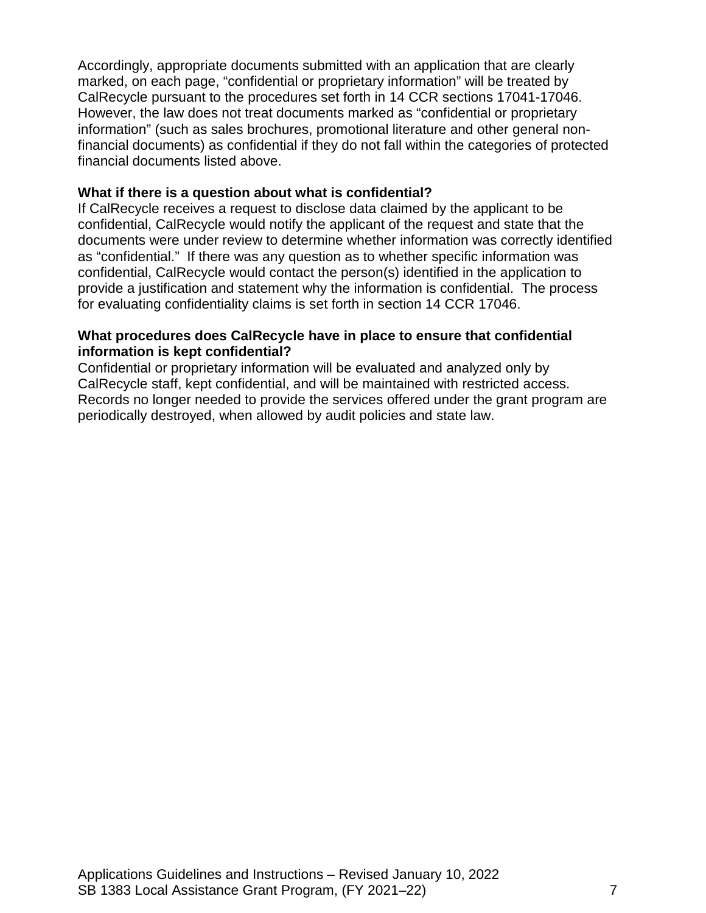Accordingly, appropriate documents submitted with an application that are clearly marked, on each page, “confidential or proprietary information” will be treated by CalRecycle pursuant to the procedures set forth in 14 CCR sections 17041-17046. However, the law does not treat documents marked as “confidential or proprietary information” (such as sales brochures, promotional literature and other general non-financial documents) as confidential if they do not fall within the categories of protected financial documents listed above.

**What if there is a question about what is confidential?**

If CalRecycle receives a request to disclose data claimed by the applicant to be confidential, CalRecycle would notify the applicant of the request and state that the documents were under review to determine whether information was correctly identified as “confidential.” If there was any question as to whether specific information was confidential, CalRecycle would contact the person(s) identified in the application to provide a justification and statement why the information is confidential. The process for evaluating confidentiality claims is set forth in section 14 CCR 17046.

**What procedures does CalRecycle have in place to ensure that confidential information is kept confidential?**

Confidential or proprietary information will be evaluated and analyzed only by CalRecycle staff, kept confidential, and will be maintained with restricted access. Records no longer needed to provide the services offered under the grant program are periodically destroyed, when allowed by audit policies and state law.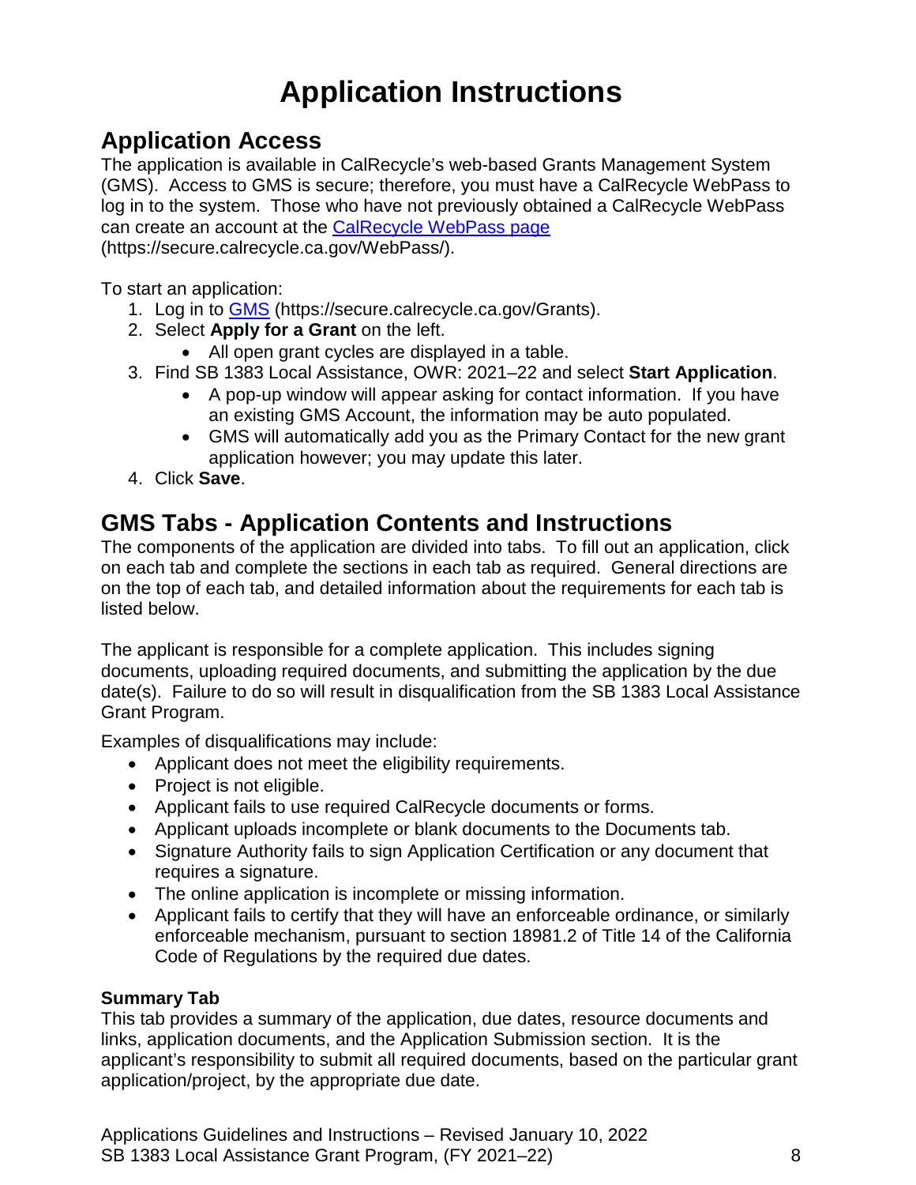# Application Instructions

## Application Access

The application is available in CalRecycle's web-based Grants Management System (GMS). Access to GMS is secure; therefore, you must have a CalRecycle WebPass to log in to the system. Those who have not previously obtained a CalRecycle WebPass can create an account at the [CalRecycle WebPass page](https://secure.calrecycle.ca.gov/WebPass/) (https://secure.calrecycle.ca.gov/WebPass/).

To start an application:

1. Log in to [GMS](https://secure.calrecycle.ca.gov/Grants) (https://secure.calrecycle.ca.gov/Grants).
2. Select **Apply for a Grant** on the left.
   - All open grant cycles are displayed in a table.
3. Find SB 1383 Local Assistance, OWR: 2021–22 and select **Start Application**.
   - A pop-up window will appear asking for contact information. If you have an existing GMS Account, the information may be auto populated.
   - GMS will automatically add you as the Primary Contact for the new grant application however; you may update this later.
4. Click **Save**.

## GMS Tabs - Application Contents and Instructions

The components of the application are divided into tabs. To fill out an application, click on each tab and complete the sections in each tab as required. General directions are on the top of each tab, and detailed information about the requirements for each tab is listed below.

The applicant is responsible for a complete application. This includes signing documents, uploading required documents, and submitting the application by the due date(s). Failure to do so will result in disqualification from the SB 1383 Local Assistance Grant Program.

Examples of disqualifications may include:

- Applicant does not meet the eligibility requirements.
- Project is not eligible.
- Applicant fails to use required CalRecycle documents or forms.
- Applicant uploads incomplete or blank documents to the Documents tab.
- Signature Authority fails to sign Application Certification or any document that requires a signature.
- The online application is incomplete or missing information.
- Applicant fails to certify that they will have an enforceable ordinance, or similarly enforceable mechanism, pursuant to section 18981.2 of Title 14 of the California Code of Regulations by the required due dates.

**Summary Tab**

This tab provides a summary of the application, due dates, resource documents and links, application documents, and the Application Submission section. It is the applicant's responsibility to submit all required documents, based on the particular grant application/project, by the appropriate due date.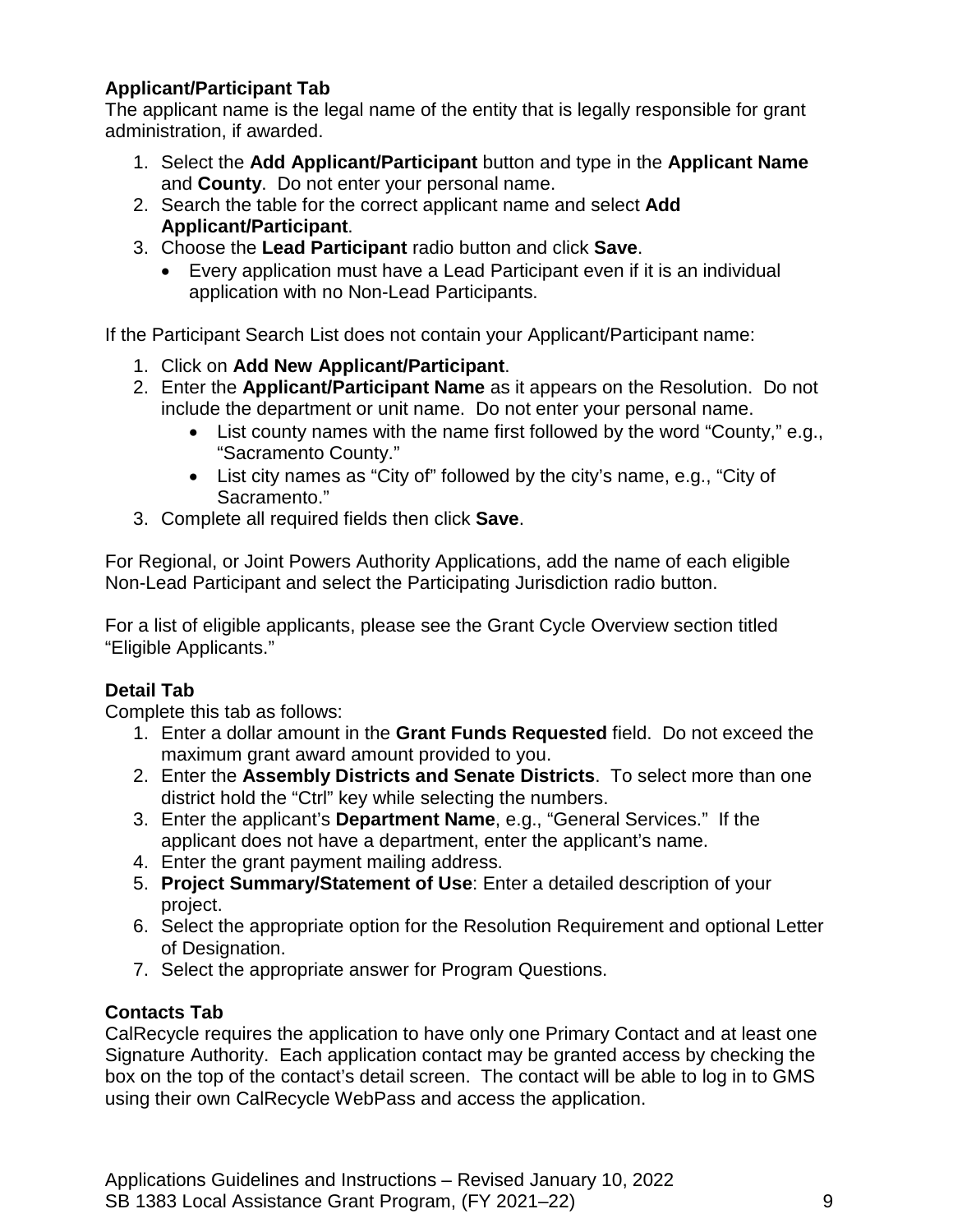### Applicant/Participant Tab

The applicant name is the legal name of the entity that is legally responsible for grant administration, if awarded.

1. Select the **Add Applicant/Participant** button and type in the **Applicant Name** and **County**. Do not enter your personal name.
2. Search the table for the correct applicant name and select **Add Applicant/Participant**.
3. Choose the **Lead Participant** radio button and click **Save**.
   - Every application must have a Lead Participant even if it is an individual application with no Non-Lead Participants.

If the Participant Search List does not contain your Applicant/Participant name:

1. Click on **Add New Applicant/Participant**.
2. Enter the **Applicant/Participant Name** as it appears on the Resolution. Do not include the department or unit name. Do not enter your personal name.
   - List county names with the name first followed by the word "County," e.g., "Sacramento County."
   - List city names as "City of" followed by the city's name, e.g., "City of Sacramento."
3. Complete all required fields then click **Save**.

For Regional, or Joint Powers Authority Applications, add the name of each eligible Non-Lead Participant and select the Participating Jurisdiction radio button.

For a list of eligible applicants, please see the Grant Cycle Overview section titled "Eligible Applicants."

### Detail Tab

Complete this tab as follows:

1. Enter a dollar amount in the **Grant Funds Requested** field. Do not exceed the maximum grant award amount provided to you.
2. Enter the **Assembly Districts and Senate Districts**. To select more than one district hold the "Ctrl" key while selecting the numbers.
3. Enter the applicant's **Department Name**, e.g., "General Services." If the applicant does not have a department, enter the applicant's name.
4. Enter the grant payment mailing address.
5. **Project Summary/Statement of Use**: Enter a detailed description of your project.
6. Select the appropriate option for the Resolution Requirement and optional Letter of Designation.
7. Select the appropriate answer for Program Questions.

### Contacts Tab

CalRecycle requires the application to have only one Primary Contact and at least one Signature Authority. Each application contact may be granted access by checking the box on the top of the contact's detail screen. The contact will be able to log in to GMS using their own CalRecycle WebPass and access the application.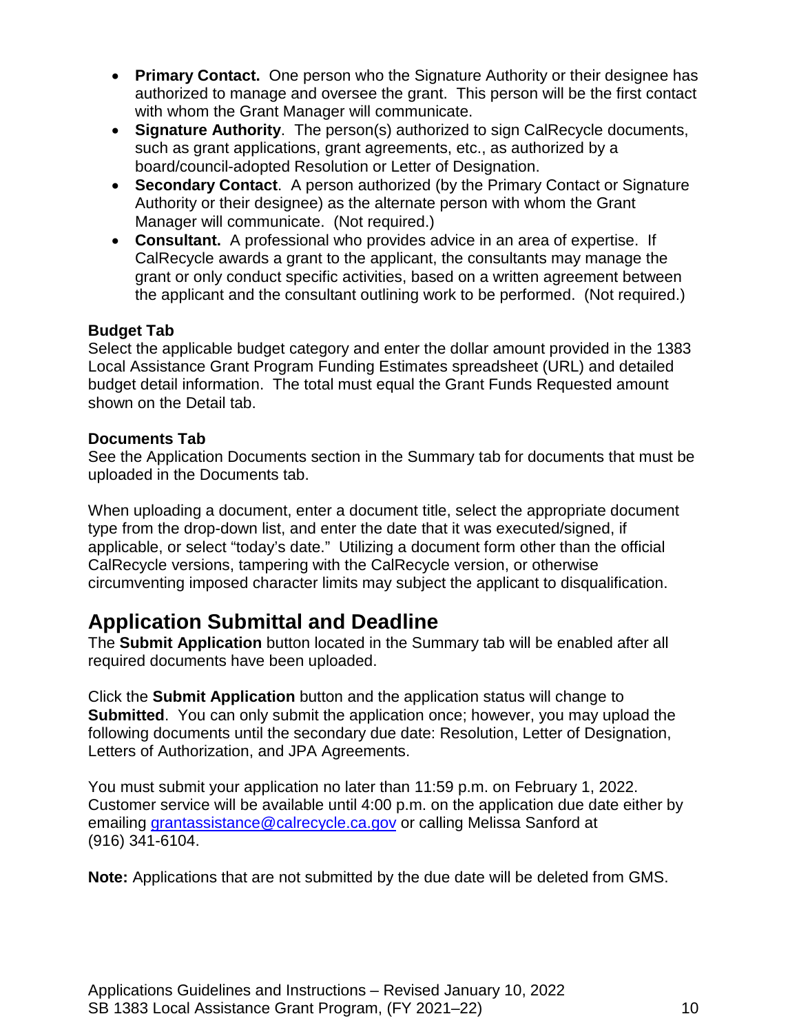- **Primary Contact.** One person who the Signature Authority or their designee has authorized to manage and oversee the grant. This person will be the first contact with whom the Grant Manager will communicate.
- **Signature Authority**. The person(s) authorized to sign CalRecycle documents, such as grant applications, grant agreements, etc., as authorized by a board/council-adopted Resolution or Letter of Designation.
- **Secondary Contact**. A person authorized (by the Primary Contact or Signature Authority or their designee) as the alternate person with whom the Grant Manager will communicate. (Not required.)
- **Consultant.** A professional who provides advice in an area of expertise. If CalRecycle awards a grant to the applicant, the consultants may manage the grant or only conduct specific activities, based on a written agreement between the applicant and the consultant outlining work to be performed. (Not required.)

**Budget Tab**
Select the applicable budget category and enter the dollar amount provided in the 1383 Local Assistance Grant Program Funding Estimates spreadsheet (URL) and detailed budget detail information. The total must equal the Grant Funds Requested amount shown on the Detail tab.

**Documents Tab**
See the Application Documents section in the Summary tab for documents that must be uploaded in the Documents tab.

When uploading a document, enter a document title, select the appropriate document type from the drop-down list, and enter the date that it was executed/signed, if applicable, or select "today's date." Utilizing a document form other than the official CalRecycle versions, tampering with the CalRecycle version, or otherwise circumventing imposed character limits may subject the applicant to disqualification.

## Application Submittal and Deadline

The **Submit Application** button located in the Summary tab will be enabled after all required documents have been uploaded.

Click the **Submit Application** button and the application status will change to **Submitted**. You can only submit the application once; however, you may upload the following documents until the secondary due date: Resolution, Letter of Designation, Letters of Authorization, and JPA Agreements.

You must submit your application no later than 11:59 p.m. on February 1, 2022. Customer service will be available until 4:00 p.m. on the application due date either by emailing grantassistance@calrecycle.ca.gov or calling Melissa Sanford at (916) 341-6104.

**Note:** Applications that are not submitted by the due date will be deleted from GMS.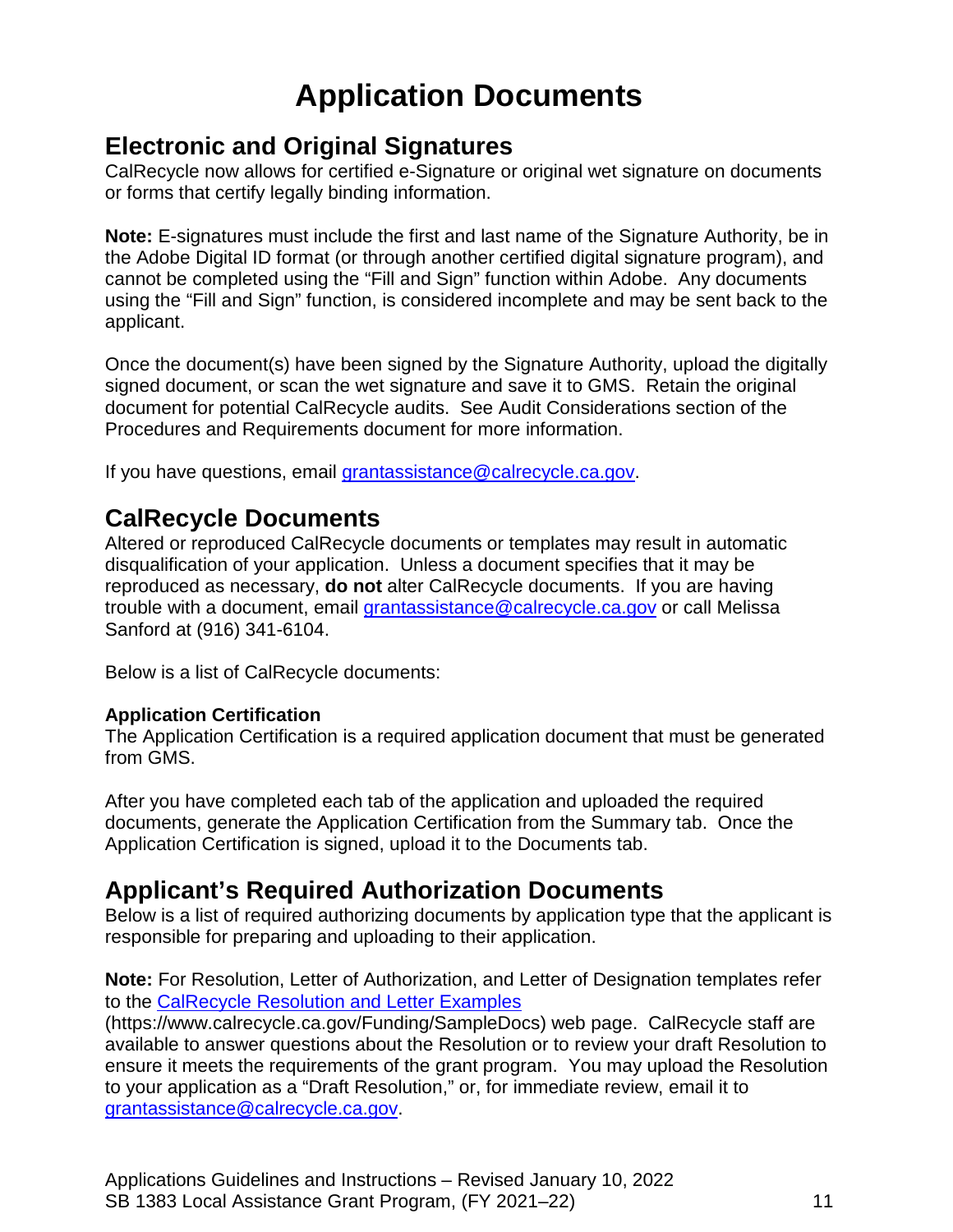# Application Documents

## Electronic and Original Signatures

CalRecycle now allows for certified e-Signature or original wet signature on documents or forms that certify legally binding information.

**Note:** E-signatures must include the first and last name of the Signature Authority, be in the Adobe Digital ID format (or through another certified digital signature program), and cannot be completed using the “Fill and Sign” function within Adobe. Any documents using the “Fill and Sign” function, is considered incomplete and may be sent back to the applicant.

Once the document(s) have been signed by the Signature Authority, upload the digitally signed document, or scan the wet signature and save it to GMS. Retain the original document for potential CalRecycle audits. See Audit Considerations section of the Procedures and Requirements document for more information.

If you have questions, email [grantassistance@calrecycle.ca.gov](mailto:grantassistance@calrecycle.ca.gov).

## CalRecycle Documents

Altered or reproduced CalRecycle documents or templates may result in automatic disqualification of your application. Unless a document specifies that it may be reproduced as necessary, **do not** alter CalRecycle documents. If you are having trouble with a document, email [grantassistance@calrecycle.ca.gov](mailto:grantassistance@calrecycle.ca.gov) or call Melissa Sanford at (916) 341-6104.

Below is a list of CalRecycle documents:

**Application Certification**
The Application Certification is a required application document that must be generated from GMS.

After you have completed each tab of the application and uploaded the required documents, generate the Application Certification from the Summary tab. Once the Application Certification is signed, upload it to the Documents tab.

## Applicant’s Required Authorization Documents

Below is a list of required authorizing documents by application type that the applicant is responsible for preparing and uploading to their application.

**Note:** For Resolution, Letter of Authorization, and Letter of Designation templates refer to the [CalRecycle Resolution and Letter Examples](https://www.calrecycle.ca.gov/Funding/SampleDocs) (https://www.calrecycle.ca.gov/Funding/SampleDocs) web page. CalRecycle staff are available to answer questions about the Resolution or to review your draft Resolution to ensure it meets the requirements of the grant program. You may upload the Resolution to your application as a “Draft Resolution,” or, for immediate review, email it to [grantassistance@calrecycle.ca.gov](mailto:grantassistance@calrecycle.ca.gov).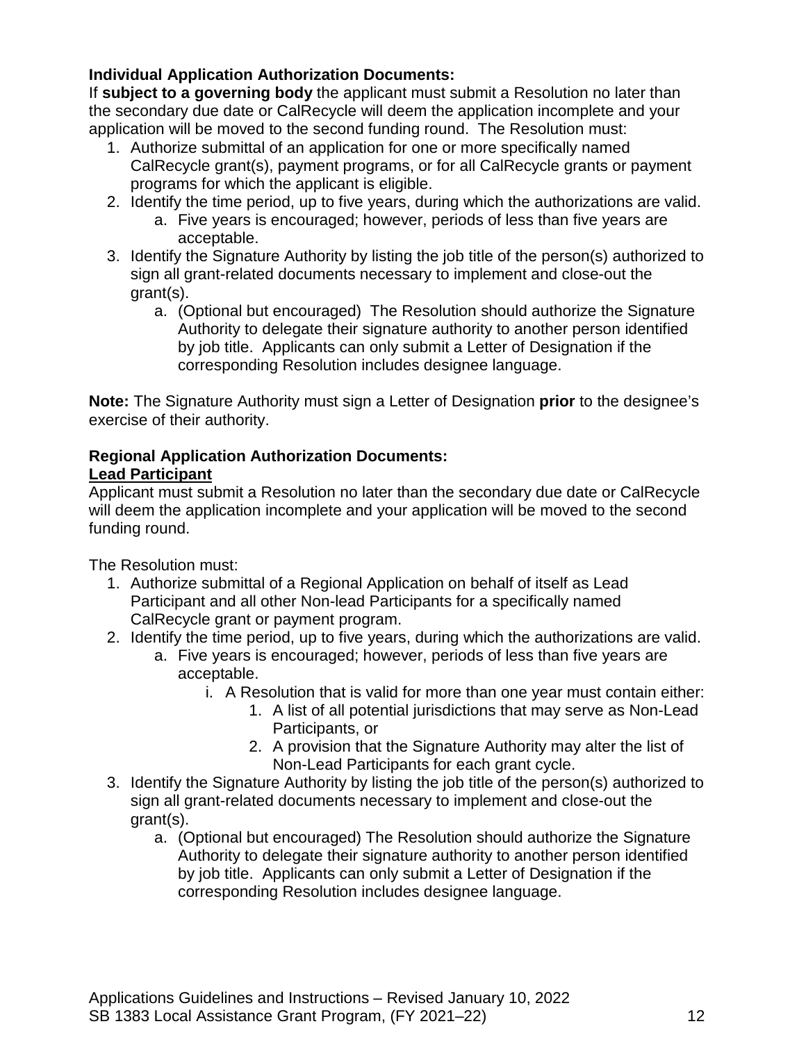**Individual Application Authorization Documents:**
If **subject to a governing body** the applicant must submit a Resolution no later than the secondary due date or CalRecycle will deem the application incomplete and your application will be moved to the second funding round. The Resolution must:

1. Authorize submittal of an application for one or more specifically named CalRecycle grant(s), payment programs, or for all CalRecycle grants or payment programs for which the applicant is eligible.
2. Identify the time period, up to five years, during which the authorizations are valid.
    a. Five years is encouraged; however, periods of less than five years are acceptable.
3. Identify the Signature Authority by listing the job title of the person(s) authorized to sign all grant-related documents necessary to implement and close-out the grant(s).
    a. (Optional but encouraged) The Resolution should authorize the Signature Authority to delegate their signature authority to another person identified by job title. Applicants can only submit a Letter of Designation if the corresponding Resolution includes designee language.

**Note:** The Signature Authority must sign a Letter of Designation **prior** to the designee's exercise of their authority.

**Regional Application Authorization Documents:**
**Lead Participant**
Applicant must submit a Resolution no later than the secondary due date or CalRecycle will deem the application incomplete and your application will be moved to the second funding round.

The Resolution must:

1. Authorize submittal of a Regional Application on behalf of itself as Lead Participant and all other Non-lead Participants for a specifically named CalRecycle grant or payment program.
2. Identify the time period, up to five years, during which the authorizations are valid.
    a. Five years is encouraged; however, periods of less than five years are acceptable.
        i. A Resolution that is valid for more than one year must contain either:
            1. A list of all potential jurisdictions that may serve as Non-Lead Participants, or
            2. A provision that the Signature Authority may alter the list of Non-Lead Participants for each grant cycle.
3. Identify the Signature Authority by listing the job title of the person(s) authorized to sign all grant-related documents necessary to implement and close-out the grant(s).
    a. (Optional but encouraged) The Resolution should authorize the Signature Authority to delegate their signature authority to another person identified by job title. Applicants can only submit a Letter of Designation if the corresponding Resolution includes designee language.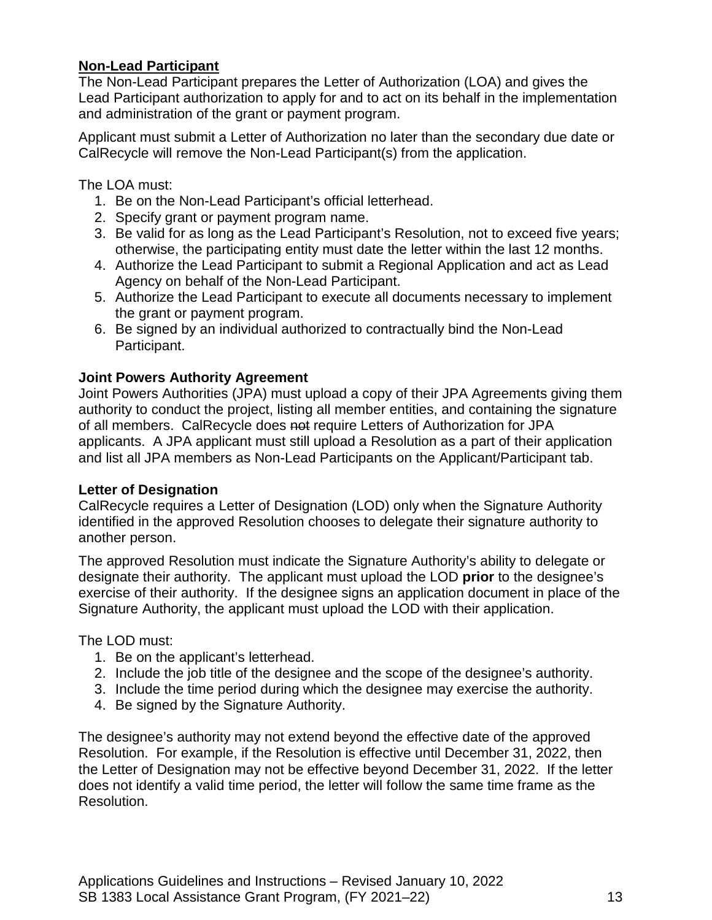**Non-Lead Participant**

The Non-Lead Participant prepares the Letter of Authorization (LOA) and gives the Lead Participant authorization to apply for and to act on its behalf in the implementation and administration of the grant or payment program.

Applicant must submit a Letter of Authorization no later than the secondary due date or CalRecycle will remove the Non-Lead Participant(s) from the application.

The LOA must:

1. Be on the Non-Lead Participant's official letterhead.
2. Specify grant or payment program name.
3. Be valid for as long as the Lead Participant's Resolution, not to exceed five years; otherwise, the participating entity must date the letter within the last 12 months.
4. Authorize the Lead Participant to submit a Regional Application and act as Lead Agency on behalf of the Non-Lead Participant.
5. Authorize the Lead Participant to execute all documents necessary to implement the grant or payment program.
6. Be signed by an individual authorized to contractually bind the Non-Lead Participant.

**Joint Powers Authority Agreement**

Joint Powers Authorities (JPA) must upload a copy of their JPA Agreements giving them authority to conduct the project, listing all member entities, and containing the signature of all members. CalRecycle does ~~not~~ require Letters of Authorization for JPA applicants. A JPA applicant must still upload a Resolution as a part of their application and list all JPA members as Non-Lead Participants on the Applicant/Participant tab.

**Letter of Designation**

CalRecycle requires a Letter of Designation (LOD) only when the Signature Authority identified in the approved Resolution chooses to delegate their signature authority to another person.

The approved Resolution must indicate the Signature Authority's ability to delegate or designate their authority. The applicant must upload the LOD **prior** to the designee's exercise of their authority. If the designee signs an application document in place of the Signature Authority, the applicant must upload the LOD with their application.

The LOD must:

1. Be on the applicant's letterhead.
2. Include the job title of the designee and the scope of the designee's authority.
3. Include the time period during which the designee may exercise the authority.
4. Be signed by the Signature Authority.

The designee's authority may not extend beyond the effective date of the approved Resolution. For example, if the Resolution is effective until December 31, 2022, then the Letter of Designation may not be effective beyond December 31, 2022. If the letter does not identify a valid time period, the letter will follow the same time frame as the Resolution.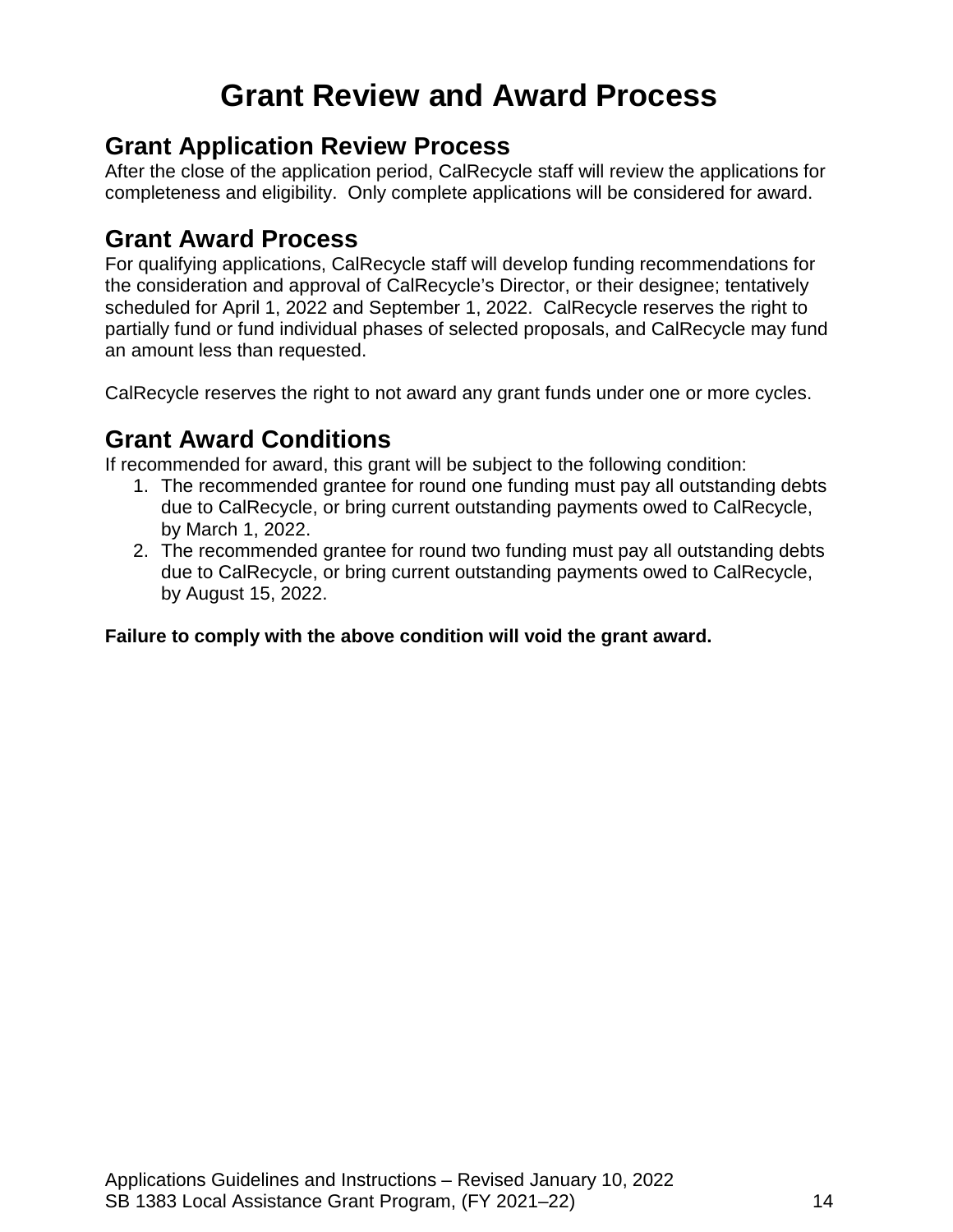# Grant Review and Award Process

## Grant Application Review Process

After the close of the application period, CalRecycle staff will review the applications for completeness and eligibility. Only complete applications will be considered for award.

## Grant Award Process

For qualifying applications, CalRecycle staff will develop funding recommendations for the consideration and approval of CalRecycle's Director, or their designee; tentatively scheduled for April 1, 2022 and September 1, 2022. CalRecycle reserves the right to partially fund or fund individual phases of selected proposals, and CalRecycle may fund an amount less than requested.

CalRecycle reserves the right to not award any grant funds under one or more cycles.

## Grant Award Conditions

If recommended for award, this grant will be subject to the following condition:

1. The recommended grantee for round one funding must pay all outstanding debts due to CalRecycle, or bring current outstanding payments owed to CalRecycle, by March 1, 2022.
2. The recommended grantee for round two funding must pay all outstanding debts due to CalRecycle, or bring current outstanding payments owed to CalRecycle, by August 15, 2022.

**Failure to comply with the above condition will void the grant award.**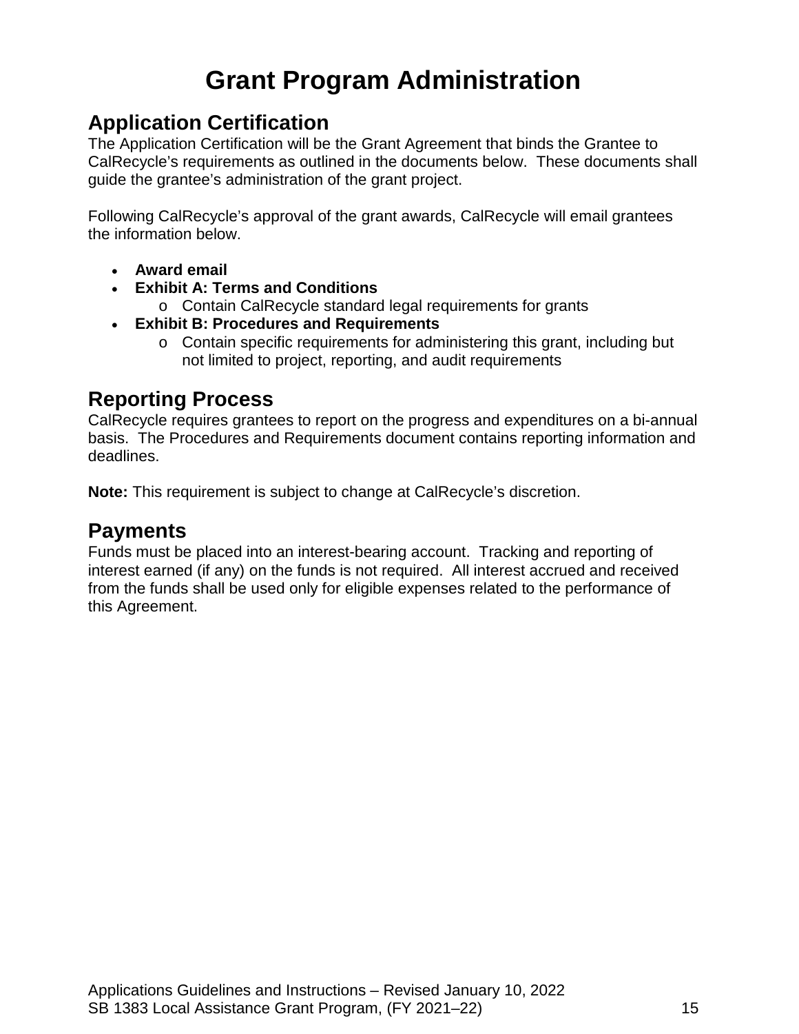# Grant Program Administration

## Application Certification

The Application Certification will be the Grant Agreement that binds the Grantee to CalRecycle's requirements as outlined in the documents below. These documents shall guide the grantee's administration of the grant project.

Following CalRecycle's approval of the grant awards, CalRecycle will email grantees the information below.

- **Award email**
- **Exhibit A: Terms and Conditions**
  - Contain CalRecycle standard legal requirements for grants
- **Exhibit B: Procedures and Requirements**
  - Contain specific requirements for administering this grant, including but not limited to project, reporting, and audit requirements

## Reporting Process

CalRecycle requires grantees to report on the progress and expenditures on a bi-annual basis. The Procedures and Requirements document contains reporting information and deadlines.

**Note:** This requirement is subject to change at CalRecycle's discretion.

## Payments

Funds must be placed into an interest-bearing account. Tracking and reporting of interest earned (if any) on the funds is not required. All interest accrued and received from the funds shall be used only for eligible expenses related to the performance of this Agreement.